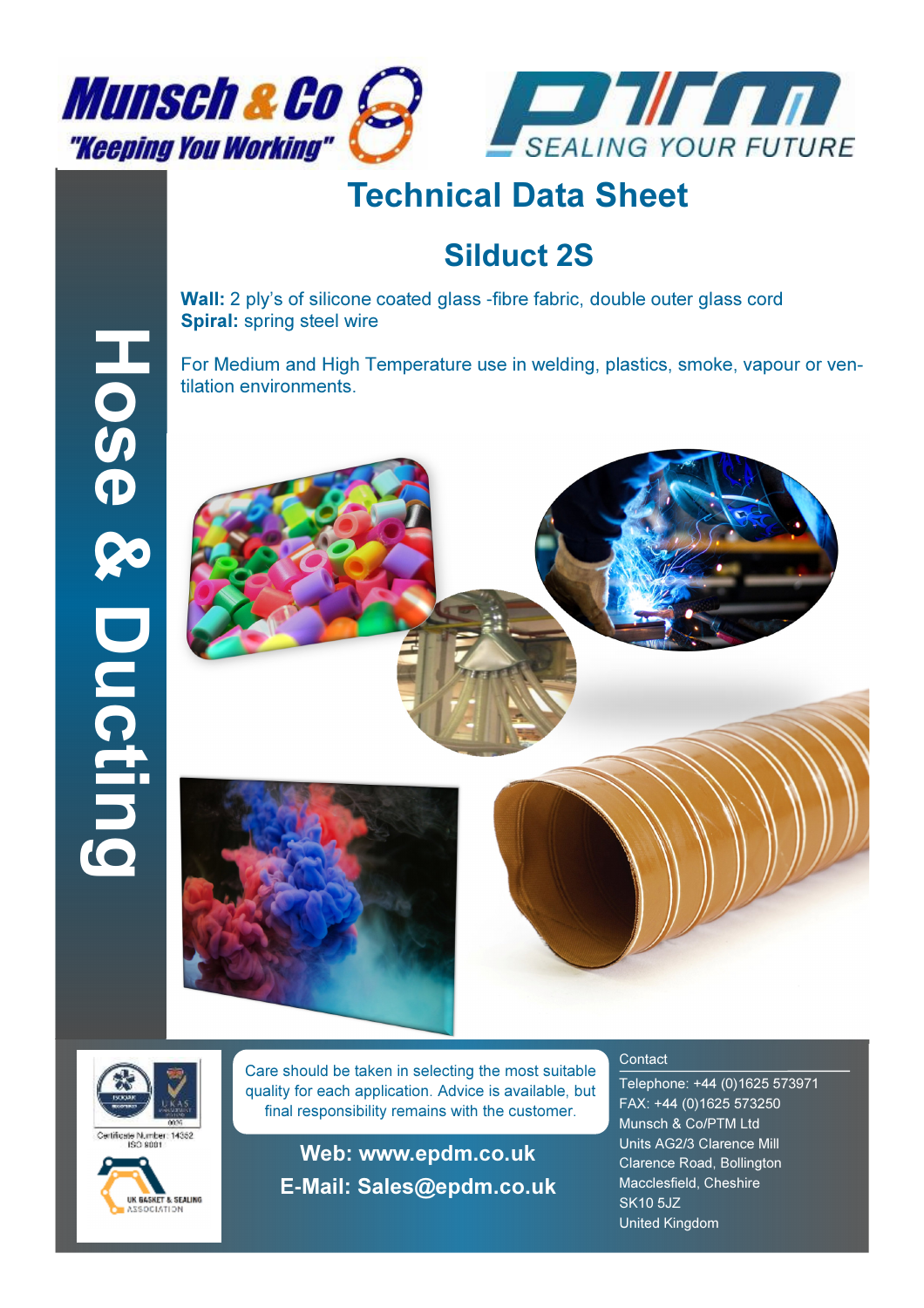Munsch & Co
"Keeping You Working"

PTM
SEALING YOUR FUTURE

# Technical Data Sheet

## Silduct 2S

**Wall:** 2 ply's of silicone coated glass -fibre fabric, double outer glass cord
**Spiral:** spring steel wire

For Medium and High Temperature use in welding, plastics, smoke, vapour or ventilation environments.

Hose & Ducting

Certificate Number: 14352
ISO 9001

UK GASKET & SEALING ASSOCIATION

Care should be taken in selecting the most suitable quality for each application. Advice is available, but final responsibility remains with the customer.

**Web: www.epdm.co.uk**
**E-Mail: Sales@epdm.co.uk**

Contact

Telephone: +44 (0)1625 573971
FAX: +44 (0)1625 573250
Munsch & Co/PTM Ltd
Units AG2/3 Clarence Mill
Clarence Road, Bollington
Macclesfield, Cheshire
SK10 5JZ
United Kingdom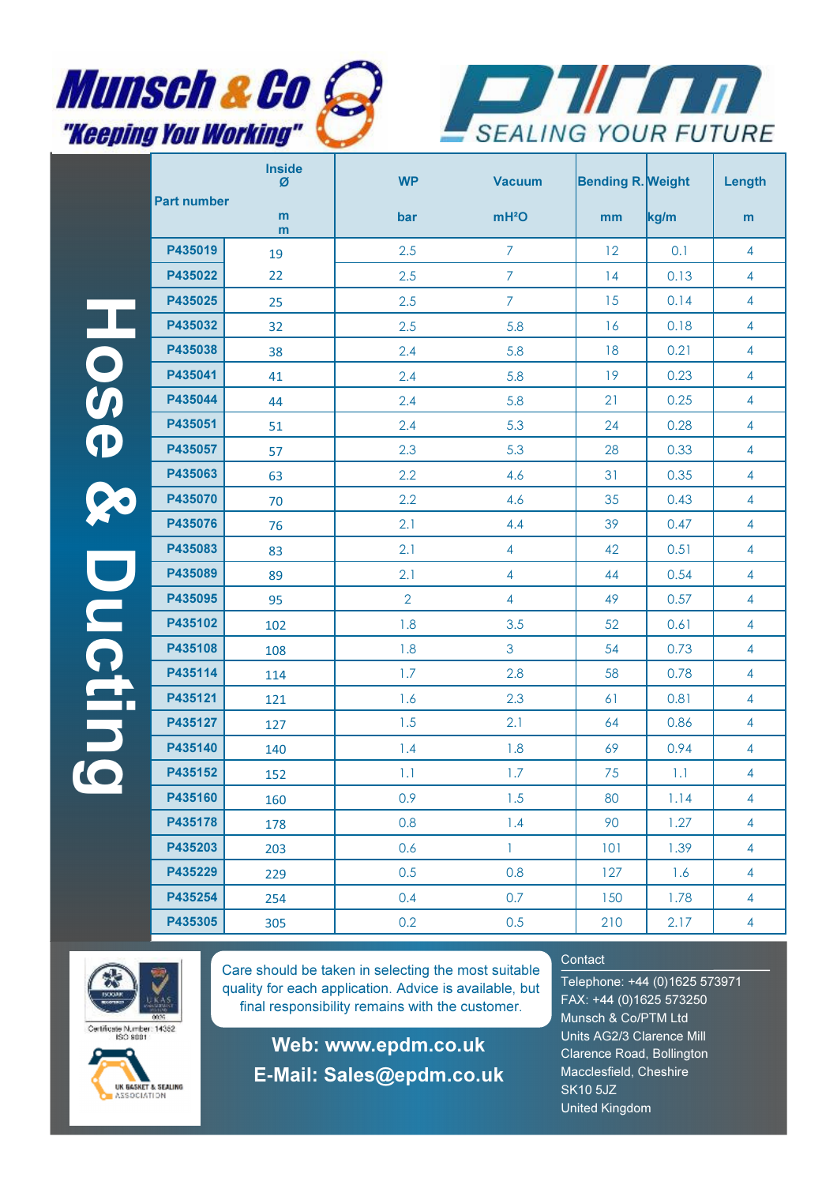Munsch & Co "Keeping You Working"

PTM SEALING YOUR FUTURE

# Hose & Ducting

| Part number | Inside Ø mm | WP bar | Vacuum mH²O | Bending R. mm | Weight kg/m | Length m |
|---|---|---|---|---|---|---|
| P435019 | 19 | 2.5 | 7 | 12 | 0.1 | 4 |
| P435022 | 22 | 2.5 | 7 | 14 | 0.13 | 4 |
| P435025 | 25 | 2.5 | 7 | 15 | 0.14 | 4 |
| P435032 | 32 | 2.5 | 5.8 | 16 | 0.18 | 4 |
| P435038 | 38 | 2.4 | 5.8 | 18 | 0.21 | 4 |
| P435041 | 41 | 2.4 | 5.8 | 19 | 0.23 | 4 |
| P435044 | 44 | 2.4 | 5.8 | 21 | 0.25 | 4 |
| P435051 | 51 | 2.4 | 5.3 | 24 | 0.28 | 4 |
| P435057 | 57 | 2.3 | 5.3 | 28 | 0.33 | 4 |
| P435063 | 63 | 2.2 | 4.6 | 31 | 0.35 | 4 |
| P435070 | 70 | 2.2 | 4.6 | 35 | 0.43 | 4 |
| P435076 | 76 | 2.1 | 4.4 | 39 | 0.47 | 4 |
| P435083 | 83 | 2.1 | 4 | 42 | 0.51 | 4 |
| P435089 | 89 | 2.1 | 4 | 44 | 0.54 | 4 |
| P435095 | 95 | 2 | 4 | 49 | 0.57 | 4 |
| P435102 | 102 | 1.8 | 3.5 | 52 | 0.61 | 4 |
| P435108 | 108 | 1.8 | 3 | 54 | 0.73 | 4 |
| P435114 | 114 | 1.7 | 2.8 | 58 | 0.78 | 4 |
| P435121 | 121 | 1.6 | 2.3 | 61 | 0.81 | 4 |
| P435127 | 127 | 1.5 | 2.1 | 64 | 0.86 | 4 |
| P435140 | 140 | 1.4 | 1.8 | 69 | 0.94 | 4 |
| P435152 | 152 | 1.1 | 1.7 | 75 | 1.1 | 4 |
| P435160 | 160 | 0.9 | 1.5 | 80 | 1.14 | 4 |
| P435178 | 178 | 0.8 | 1.4 | 90 | 1.27 | 4 |
| P435203 | 203 | 0.6 | 1 | 101 | 1.39 | 4 |
| P435229 | 229 | 0.5 | 0.8 | 127 | 1.6 | 4 |
| P435254 | 254 | 0.4 | 0.7 | 150 | 1.78 | 4 |
| P435305 | 305 | 0.2 | 0.5 | 210 | 2.17 | 4 |

Certificate Number: 14362 ISO 9001

UK GASKET & SEALING ASSOCIATION

Care should be taken in selecting the most suitable quality for each application. Advice is available, but final responsibility remains with the customer.

**Web: www.epdm.co.uk**

**E-Mail: Sales@epdm.co.uk**

Contact

Telephone: +44 (0)1625 573971
FAX: +44 (0)1625 573250
Munsch & Co/PTM Ltd
Units AG2/3 Clarence Mill
Clarence Road, Bollington
Macclesfield, Cheshire
SK10 5JZ
United Kingdom